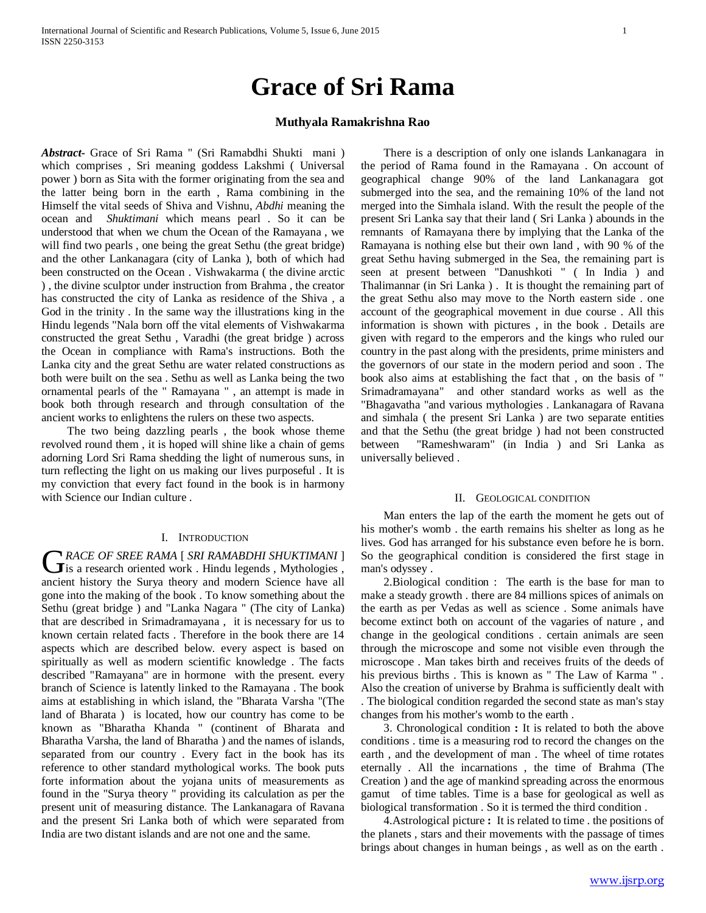# Grace of Sri Rama

**Muthyala Ramakrishna Rao**

***Abstract-*** Grace of Sri Rama " (Sri Ramabdhi Shukti mani ) which comprises , Sri meaning goddess Lakshmi ( Universal power ) born as Sita with the former originating from the sea and the latter being born in the earth , Rama combining in the Himself the vital seeds of Shiva and Vishnu, *Abdhi* meaning the ocean and *Shuktimani* which means pearl . So it can be understood that when we chum the Ocean of the Ramayana , we will find two pearls , one being the great Sethu (the great bridge) and the other Lankanagara (city of Lanka ), both of which had been constructed on the Ocean . Vishwakarma ( the divine arctic ) , the divine sculptor under instruction from Brahma , the creator has constructed the city of Lanka as residence of the Shiva , a God in the trinity . In the same way the illustrations king in the Hindu legends "Nala born off the vital elements of Vishwakarma constructed the great Sethu , Varadhi (the great bridge ) across the Ocean in compliance with Rama's instructions. Both the Lanka city and the great Sethu are water related constructions as both were built on the sea . Sethu as well as Lanka being the two ornamental pearls of the " Ramayana " , an attempt is made in book both through research and through consultation of the ancient works to enlightens the rulers on these two aspects.

The two being dazzling pearls , the book whose theme revolved round them , it is hoped will shine like a chain of gems adorning Lord Sri Rama shedding the light of numerous suns, in turn reflecting the light on us making our lives purposeful . It is my conviction that every fact found in the book is in harmony with Science our Indian culture .

## I. Introduction

*GRACE OF SREE RAMA* [ *SRI RAMABDHI SHUKTIMANI* ] is a research oriented work . Hindu legends , Mythologies , ancient history the Surya theory and modern Science have all gone into the making of the book . To know something about the Sethu (great bridge ) and "Lanka Nagara " (The city of Lanka) that are described in Srimadramayana , it is necessary for us to known certain related facts . Therefore in the book there are 14 aspects which are described below. every aspect is based on spiritually as well as modern scientific knowledge . The facts described "Ramayana" are in hormone with the present. every branch of Science is latently linked to the Ramayana . The book aims at establishing in which island, the "Bharata Varsha "(The land of Bharata ) is located, how our country has come to be known as "Bharatha Khanda " (continent of Bharata and Bharatha Varsha, the land of Bharatha ) and the names of islands, separated from our country . Every fact in the book has its reference to other standard mythological works. The book puts forte information about the yojana units of measurements as found in the "Surya theory " providing its calculation as per the present unit of measuring distance. The Lankanagara of Ravana and the present Sri Lanka both of which were separated from India are two distant islands and are not one and the same.

There is a description of only one islands Lankanagara in the period of Rama found in the Ramayana . On account of geographical change 90% of the land Lankanagara got submerged into the sea, and the remaining 10% of the land not merged into the Simhala island. With the result the people of the present Sri Lanka say that their land ( Sri Lanka ) abounds in the remnants of Ramayana there by implying that the Lanka of the Ramayana is nothing else but their own land , with 90 % of the great Sethu having submerged in the Sea, the remaining part is seen at present between "Danushkoti " ( In India ) and Thalimannar (in Sri Lanka ) . It is thought the remaining part of the great Sethu also may move to the North eastern side . one account of the geographical movement in due course . All this information is shown with pictures , in the book . Details are given with regard to the emperors and the kings who ruled our country in the past along with the presidents, prime ministers and the governors of our state in the modern period and soon . The book also aims at establishing the fact that , on the basis of " Srimadramayana" and other standard works as well as the "Bhagavatha "and various mythologies . Lankanagara of Ravana and simhala ( the present Sri Lanka ) are two separate entities and that the Sethu (the great bridge ) had not been constructed between "Rameshwaram" (in India ) and Sri Lanka as universally believed .

## II. Geological condition

Man enters the lap of the earth the moment he gets out of his mother's womb . the earth remains his shelter as long as he lives. God has arranged for his substance even before he is born. So the geographical condition is considered the first stage in man's odyssey .

2.Biological condition : The earth is the base for man to make a steady growth . there are 84 millions spices of animals on the earth as per Vedas as well as science . Some animals have become extinct both on account of the vagaries of nature , and change in the geological conditions . certain animals are seen through the microscope and some not visible even through the microscope . Man takes birth and receives fruits of the deeds of his previous births . This is known as " The Law of Karma " . Also the creation of universe by Brahma is sufficiently dealt with . The biological condition regarded the second state as man's stay changes from his mother's womb to the earth .

3. Chronological condition **:** It is related to both the above conditions . time is a measuring rod to record the changes on the earth , and the development of man . The wheel of time rotates eternally . All the incarnations , the time of Brahma (The Creation ) and the age of mankind spreading across the enormous gamut of time tables. Time is a base for geological as well as biological transformation . So it is termed the third condition .

4.Astrological picture **:** It is related to time . the positions of the planets , stars and their movements with the passage of times brings about changes in human beings , as well as on the earth .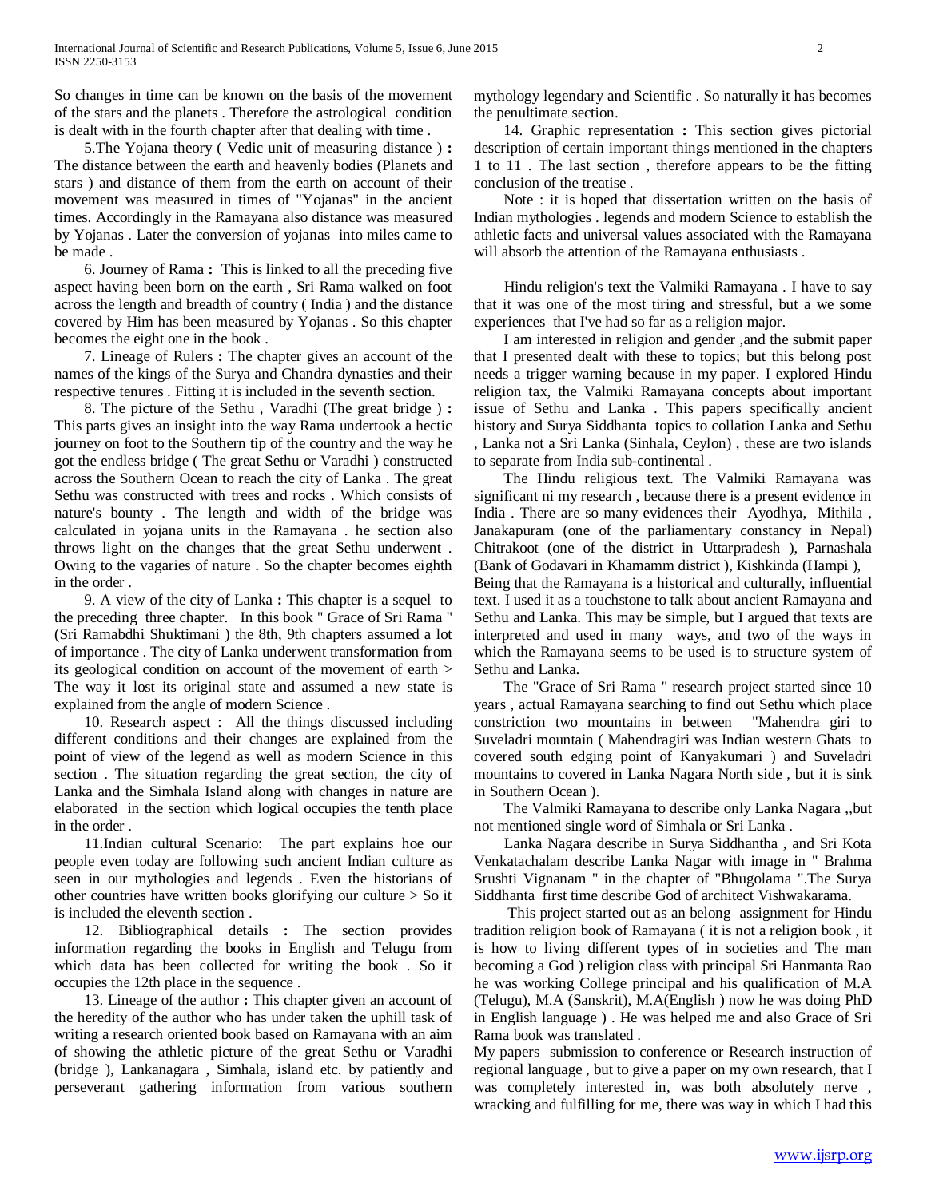So changes in time can be known on the basis of the movement of the stars and the planets . Therefore the astrological condition is dealt with in the fourth chapter after that dealing with time .

5.The Yojana theory ( Vedic unit of measuring distance ) **:** The distance between the earth and heavenly bodies (Planets and stars ) and distance of them from the earth on account of their movement was measured in times of "Yojanas" in the ancient times. Accordingly in the Ramayana also distance was measured by Yojanas . Later the conversion of yojanas into miles came to be made .

6. Journey of Rama **:** This is linked to all the preceding five aspect having been born on the earth , Sri Rama walked on foot across the length and breadth of country ( India ) and the distance covered by Him has been measured by Yojanas . So this chapter becomes the eight one in the book .

7. Lineage of Rulers **:** The chapter gives an account of the names of the kings of the Surya and Chandra dynasties and their respective tenures . Fitting it is included in the seventh section.

8. The picture of the Sethu , Varadhi (The great bridge ) **:** This parts gives an insight into the way Rama undertook a hectic journey on foot to the Southern tip of the country and the way he got the endless bridge ( The great Sethu or Varadhi ) constructed across the Southern Ocean to reach the city of Lanka . The great Sethu was constructed with trees and rocks . Which consists of nature's bounty . The length and width of the bridge was calculated in yojana units in the Ramayana . he section also throws light on the changes that the great Sethu underwent . Owing to the vagaries of nature . So the chapter becomes eighth in the order .

9. A view of the city of Lanka **:** This chapter is a sequel to the preceding three chapter. In this book " Grace of Sri Rama " (Sri Ramabdhi Shuktimani ) the 8th, 9th chapters assumed a lot of importance . The city of Lanka underwent transformation from its geological condition on account of the movement of earth > The way it lost its original state and assumed a new state is explained from the angle of modern Science .

10. Research aspect : All the things discussed including different conditions and their changes are explained from the point of view of the legend as well as modern Science in this section . The situation regarding the great section, the city of Lanka and the Simhala Island along with changes in nature are elaborated in the section which logical occupies the tenth place in the order .

11.Indian cultural Scenario: The part explains hoe our people even today are following such ancient Indian culture as seen in our mythologies and legends . Even the historians of other countries have written books glorifying our culture > So it is included the eleventh section .

12. Bibliographical details **:** The section provides information regarding the books in English and Telugu from which data has been collected for writing the book . So it occupies the 12th place in the sequence .

13. Lineage of the author **:** This chapter given an account of the heredity of the author who has under taken the uphill task of writing a research oriented book based on Ramayana with an aim of showing the athletic picture of the great Sethu or Varadhi (bridge ), Lankanagara , Simhala, island etc. by patiently and perseverant gathering information from various southern mythology legendary and Scientific . So naturally it has becomes the penultimate section.

14. Graphic representation **:** This section gives pictorial description of certain important things mentioned in the chapters 1 to 11 . The last section , therefore appears to be the fitting conclusion of the treatise .

Note : it is hoped that dissertation written on the basis of Indian mythologies . legends and modern Science to establish the athletic facts and universal values associated with the Ramayana will absorb the attention of the Ramayana enthusiasts .

Hindu religion's text the Valmiki Ramayana . I have to say that it was one of the most tiring and stressful, but a we some experiences that I've had so far as a religion major.

I am interested in religion and gender ,and the submit paper that I presented dealt with these to topics; but this belong post needs a trigger warning because in my paper. I explored Hindu religion tax, the Valmiki Ramayana concepts about important issue of Sethu and Lanka . This papers specifically ancient history and Surya Siddhanta topics to collation Lanka and Sethu , Lanka not a Sri Lanka (Sinhala, Ceylon) , these are two islands to separate from India sub-continental .

The Hindu religious text. The Valmiki Ramayana was significant ni my research , because there is a present evidence in India . There are so many evidences their Ayodhya, Mithila , Janakapuram (one of the parliamentary constancy in Nepal) Chitrakoot (one of the district in Uttarpradesh ), Parnashala (Bank of Godavari in Khamamm district ), Kishkinda (Hampi ),
Being that the Ramayana is a historical and culturally, influential text. I used it as a touchstone to talk about ancient Ramayana and Sethu and Lanka. This may be simple, but I argued that texts are interpreted and used in many ways, and two of the ways in which the Ramayana seems to be used is to structure system of Sethu and Lanka.

The "Grace of Sri Rama " research project started since 10 years , actual Ramayana searching to find out Sethu which place constriction two mountains in between "Mahendra giri to Suveladri mountain ( Mahendragiri was Indian western Ghats to covered south edging point of Kanyakumari ) and Suveladri mountains to covered in Lanka Nagara North side , but it is sink in Southern Ocean ).

The Valmiki Ramayana to describe only Lanka Nagara ,,but not mentioned single word of Simhala or Sri Lanka .

Lanka Nagara describe in Surya Siddhantha , and Sri Kota Venkatachalam describe Lanka Nagar with image in " Brahma Srushti Vignanam " in the chapter of "Bhugolama ".The Surya Siddhanta first time describe God of architect Vishwakarama.

This project started out as an belong assignment for Hindu tradition religion book of Ramayana ( it is not a religion book , it is how to living different types of in societies and The man becoming a God ) religion class with principal Sri Hanmanta Rao he was working College principal and his qualification of M.A (Telugu), M.A (Sanskrit), M.A(English ) now he was doing PhD in English language ) . He was helped me and also Grace of Sri Rama book was translated .
My papers submission to conference or Research instruction of regional language , but to give a paper on my own research, that I was completely interested in, was both absolutely nerve , wracking and fulfilling for me, there was way in which I had this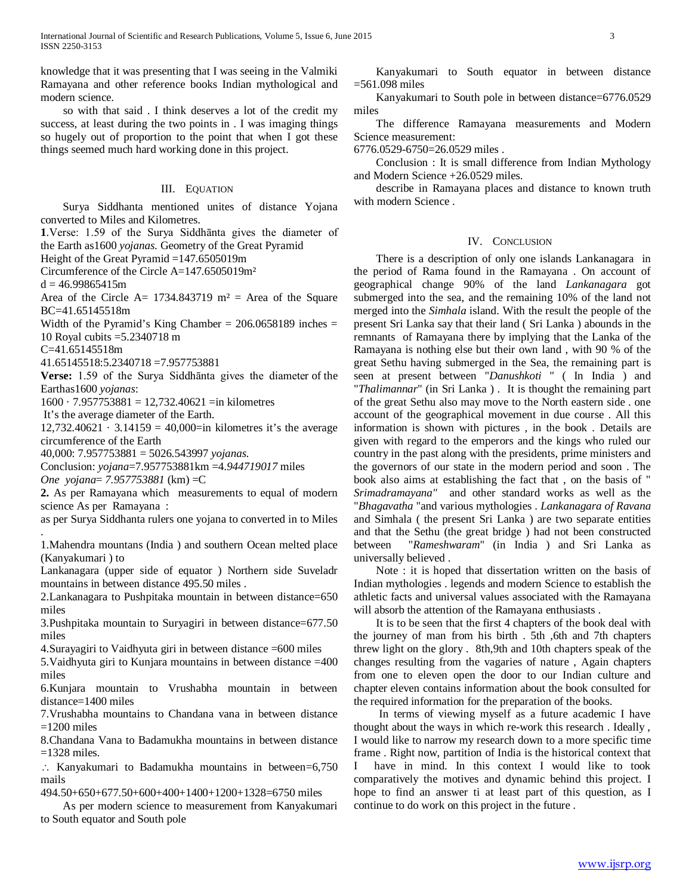knowledge that it was presenting that I was seeing in the Valmiki Ramayana and other reference books Indian mythological and modern science.

so with that said . I think deserves a lot of the credit my success, at least during the two points in . I was imaging things so hugely out of proportion to the point that when I got these things seemed much hard working done in this project.

## III. Equation

Surya Siddhanta mentioned unites of distance Yojana converted to Miles and Kilometres.

**1**.Verse: 1.59 of the Surya Siddhānta gives the diameter of the Earth as1600 *yojanas.* Geometry of the Great Pyramid

Height of the Great Pyramid =147.6505019m

Circumference of the Circle A=147.6505019m²

d = 46.99865415m

Area of the Circle A= 1734.843719 m² = Area of the Square BC=41.65145518m

Width of the Pyramid's King Chamber = 206.0658189 inches = 10 Royal cubits =5.2340718 m

C=41.65145518m

41.65145518:5.2340718 =7.957753881

**Verse:** 1.59 of the Surya Siddhānta gives the diameter of the Earthas1600 *yojanas*:

1600 · 7.957753881 = 12,732.40621 =in kilometres

It's the average diameter of the Earth.

12,732.40621 · 3.14159 = 40,000=in kilometres it's the average circumference of the Earth

40,000: 7.957753881 = 5026.543997 *yojanas.*

Conclusion: *yojana*=7.957753881km =4.*944719017* miles

*One yojana= 7.957753881* (km) =C

**2.** As per Ramayana which measurements to equal of modern science As per Ramayana :

as per Surya Siddhanta rulers one yojana to converted to Miles .

1.Mahendra mountans (India ) and southern Ocean melted place (Kanyakumari ) to Lankanagara (upper side of equator ) Northern side Suveladr mountains in between distance 495.50 miles .

2.Lankanagara to Pushpitaka mountain in between distance=650 miles

3.Pushpitaka mountain to Suryagiri in between distance=677.50 miles

4.Surayagiri to Vaidhyuta giri in between distance =600 miles

5.Vaidhyuta giri to Kunjara mountains in between distance =400 miles

6.Kunjara mountain to Vrushabha mountain in between distance=1400 miles

7.Vrushabha mountains to Chandana vana in between distance =1200 miles

8.Chandana Vana to Badamukha mountains in between distance =1328 miles.

∴ Kanyakumari to Badamukha mountains in between=6,750 mails

494.50+650+677.50+600+400+1400+1200+1328=6750 miles

As per modern science to measurement from Kanyakumari to South equator and South pole

Kanyakumari to South equator in between distance =561.098 miles

Kanyakumari to South pole in between distance=6776.0529 miles

The difference Ramayana measurements and Modern Science measurement:

6776.0529-6750=26.0529 miles .

Conclusion : It is small difference from Indian Mythology and Modern Science +26.0529 miles.

describe in Ramayana places and distance to known truth with modern Science .

## IV. Conclusion

There is a description of only one islands Lankanagara in the period of Rama found in the Ramayana . On account of geographical change 90% of the land *Lankanagara* got submerged into the sea, and the remaining 10% of the land not merged into the *Simhala* island. With the result the people of the present Sri Lanka say that their land ( Sri Lanka ) abounds in the remnants of Ramayana there by implying that the Lanka of the Ramayana is nothing else but their own land , with 90 % of the great Sethu having submerged in the Sea, the remaining part is seen at present between "*Danushkoti* " ( In India ) and "*Thalimannar*" (in Sri Lanka ) . It is thought the remaining part of the great Sethu also may move to the North eastern side . one account of the geographical movement in due course . All this information is shown with pictures , in the book . Details are given with regard to the emperors and the kings who ruled our country in the past along with the presidents, prime ministers and the governors of our state in the modern period and soon . The book also aims at establishing the fact that , on the basis of " *Srimadramayana"* and other standard works as well as the "*Bhagavatha* "and various mythologies . *Lankanagara of Ravana* and Simhala ( the present Sri Lanka ) are two separate entities and that the Sethu (the great bridge ) had not been constructed between "*Rameshwaram*" (in India ) and Sri Lanka as universally believed .

Note : it is hoped that dissertation written on the basis of Indian mythologies . legends and modern Science to establish the athletic facts and universal values associated with the Ramayana will absorb the attention of the Ramayana enthusiasts .

It is to be seen that the first 4 chapters of the book deal with the journey of man from his birth . 5th ,6th and 7th chapters threw light on the glory . 8th,9th and 10th chapters speak of the changes resulting from the vagaries of nature , Again chapters from one to eleven open the door to our Indian culture and chapter eleven contains information about the book consulted for the required information for the preparation of the books.

In terms of viewing myself as a future academic I have thought about the ways in which re-work this research . Ideally , I would like to narrow my research down to a more specific time frame . Right now, partition of India is the historical context that I have in mind. In this context I would like to took comparatively the motives and dynamic behind this project. I hope to find an answer ti at least part of this question, as I continue to do work on this project in the future .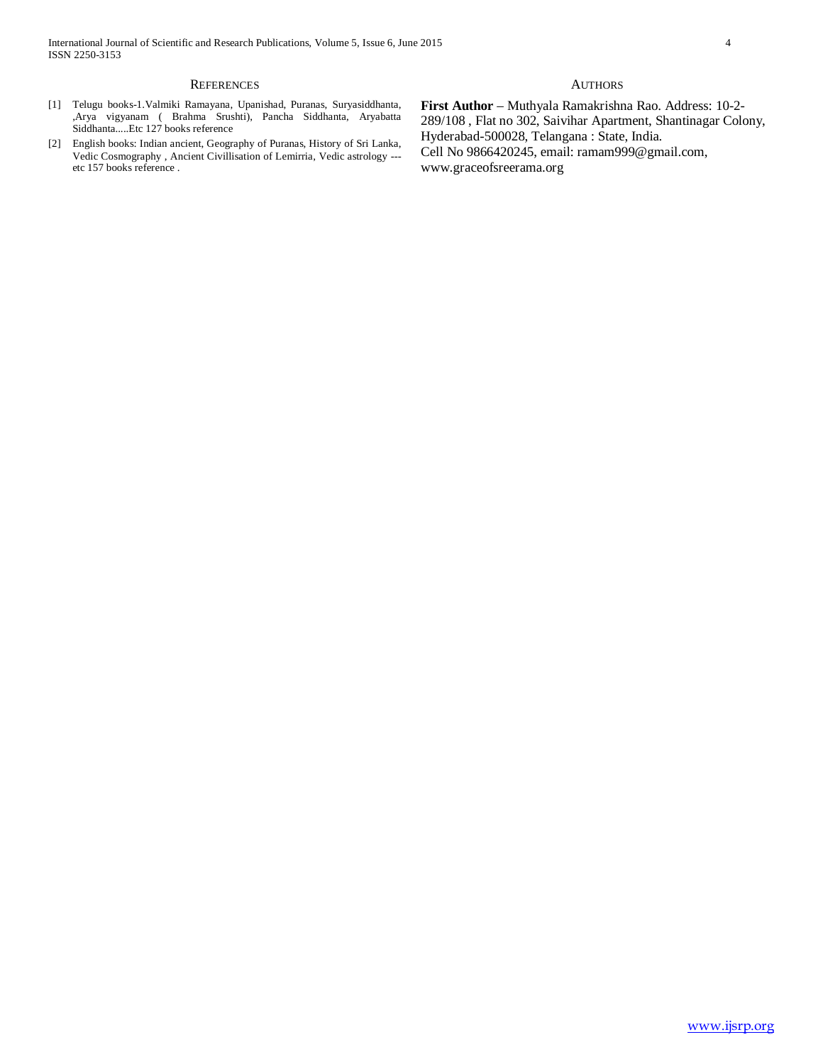## References

[1] Telugu books-1.Valmiki Ramayana, Upanishad, Puranas, Suryasiddhanta, ,Arya vigyanam ( Brahma Srushti), Pancha Siddhanta, Aryabatta Siddhanta.....Etc 127 books reference

[2] English books: Indian ancient, Geography of Puranas, History of Sri Lanka, Vedic Cosmography , Ancient Civillisation of Lemirria, Vedic astrology ---etc 157 books reference .

## Authors

**First Author** – Muthyala Ramakrishna Rao. Address: 10-2-289/108 , Flat no 302, Saivihar Apartment, Shantinagar Colony, Hyderabad-500028, Telangana : State, India.
Cell No 9866420245, email: ramam999@gmail.com, www.graceofsreerama.org